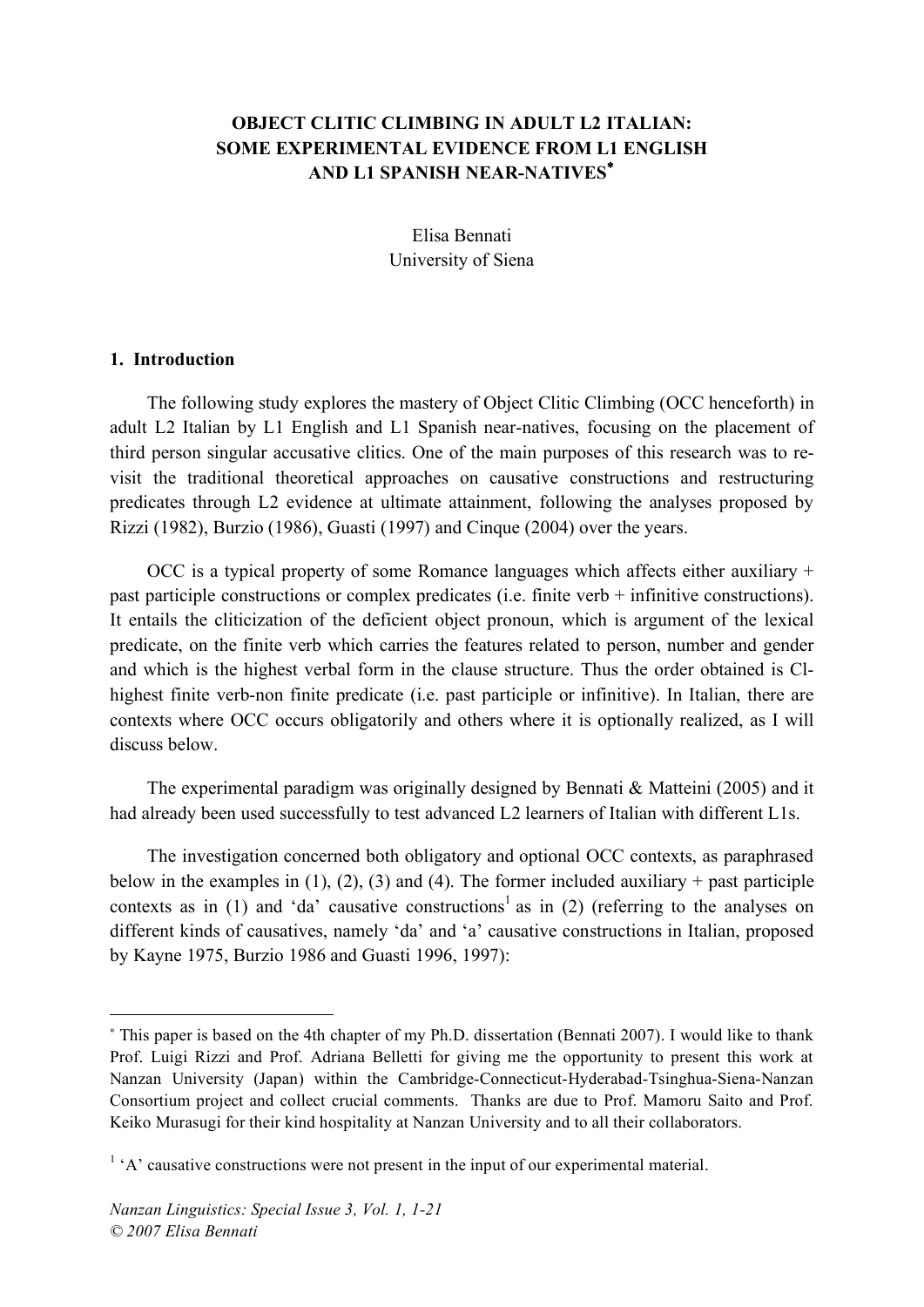# OBJECT CLITIC CLIMBING IN ADULT L2 ITALIAN: SOME EXPERIMENTAL EVIDENCE FROM L1 ENGLISH AND L1 SPANISH NEAR-NATIVES*

Elisa Bennati
University of Siena

## 1. Introduction

The following study explores the mastery of Object Clitic Climbing (OCC henceforth) in adult L2 Italian by L1 English and L1 Spanish near-natives, focusing on the placement of third person singular accusative clitics. One of the main purposes of this research was to re-visit the traditional theoretical approaches on causative constructions and restructuring predicates through L2 evidence at ultimate attainment, following the analyses proposed by Rizzi (1982), Burzio (1986), Guasti (1997) and Cinque (2004) over the years.

OCC is a typical property of some Romance languages which affects either auxiliary + past participle constructions or complex predicates (i.e. finite verb + infinitive constructions). It entails the cliticization of the deficient object pronoun, which is argument of the lexical predicate, on the finite verb which carries the features related to person, number and gender and which is the highest verbal form in the clause structure. Thus the order obtained is Cl-highest finite verb-non finite predicate (i.e. past participle or infinitive). In Italian, there are contexts where OCC occurs obligatorily and others where it is optionally realized, as I will discuss below.

The experimental paradigm was originally designed by Bennati & Matteini (2005) and it had already been used successfully to test advanced L2 learners of Italian with different L1s.

The investigation concerned both obligatory and optional OCC contexts, as paraphrased below in the examples in (1), (2), (3) and (4). The former included auxiliary + past participle contexts as in (1) and 'da' causative constructions[1] as in (2) (referring to the analyses on different kinds of causatives, namely 'da' and 'a' causative constructions in Italian, proposed by Kayne 1975, Burzio 1986 and Guasti 1996, 1997):

---

* This paper is based on the 4th chapter of my Ph.D. dissertation (Bennati 2007). I would like to thank Prof. Luigi Rizzi and Prof. Adriana Belletti for giving me the opportunity to present this work at Nanzan University (Japan) within the Cambridge-Connecticut-Hyderabad-Tsinghua-Siena-Nanzan Consortium project and collect crucial comments. Thanks are due to Prof. Mamoru Saito and Prof. Keiko Murasugi for their kind hospitality at Nanzan University and to all their collaborators.

[1] 'A' causative constructions were not present in the input of our experimental material.

*© 2007 Elisa Bennati*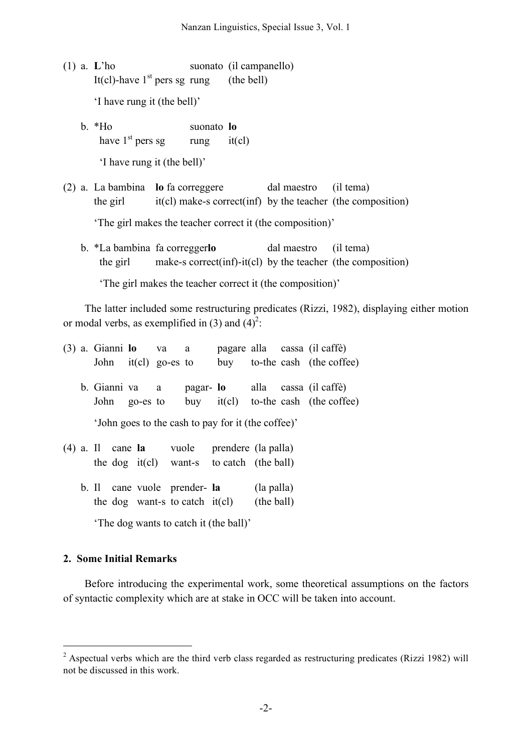(1) a. **L**'ho suonato (il campanello)
It(cl)-have 1st pers sg rung (the bell)

'I have rung it (the bell)'

b. *Ho suonato **lo**
have 1st pers sg rung it(cl)

'I have rung it (the bell)'

(2) a. La bambina **lo** fa correggere dal maestro (il tema)
the girl it(cl) make-s correct(inf) by the teacher (the composition)

'The girl makes the teacher correct it (the composition)'

b. *La bambina fa corregger**lo** dal maestro (il tema)
the girl make-s correct(inf)-it(cl) by the teacher (the composition)

'The girl makes the teacher correct it (the composition)'

The latter included some restructuring predicates (Rizzi, 1982), displaying either motion or modal verbs, as exemplified in (3) and (4)[2]:

(3) a. Gianni **lo** va a pagare alla cassa (il caffè)
John it(cl) go-es to buy to-the cash (the coffee)

b. Gianni va a pagar- **lo** alla cassa (il caffè)
John go-es to buy it(cl) to-the cash (the coffee)

'John goes to the cash to pay for it (the coffee)'

(4) a. Il cane **la** vuole prendere (la palla)
the dog it(cl) want-s to catch (the ball)

b. Il cane vuole prender- **la** (la palla)
the dog want-s to catch it(cl) (the ball)

'The dog wants to catch it (the ball)'

## 2. Some Initial Remarks

Before introducing the experimental work, some theoretical assumptions on the factors of syntactic complexity which are at stake in OCC will be taken into account.

---

[2] Aspectual verbs which are the third verb class regarded as restructuring predicates (Rizzi 1982) will not be discussed in this work.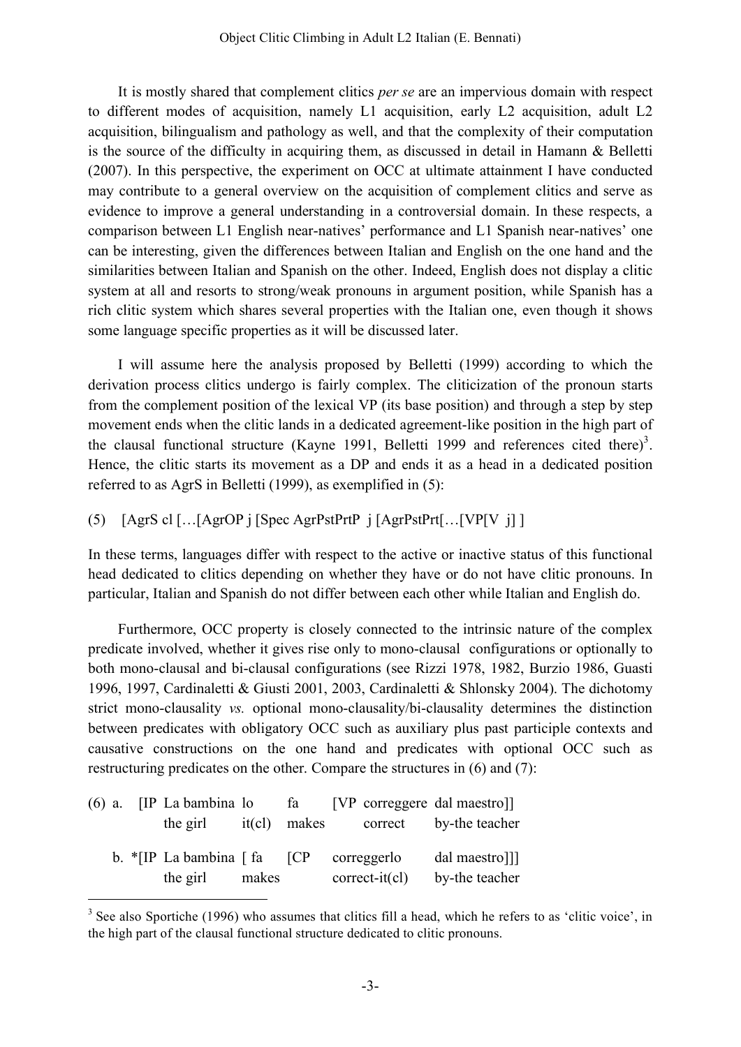It is mostly shared that complement clitics *per se* are an impervious domain with respect to different modes of acquisition, namely L1 acquisition, early L2 acquisition, adult L2 acquisition, bilingualism and pathology as well, and that the complexity of their computation is the source of the difficulty in acquiring them, as discussed in detail in Hamann & Belletti (2007). In this perspective, the experiment on OCC at ultimate attainment I have conducted may contribute to a general overview on the acquisition of complement clitics and serve as evidence to improve a general understanding in a controversial domain. In these respects, a comparison between L1 English near-natives' performance and L1 Spanish near-natives' one can be interesting, given the differences between Italian and English on the one hand and the similarities between Italian and Spanish on the other. Indeed, English does not display a clitic system at all and resorts to strong/weak pronouns in argument position, while Spanish has a rich clitic system which shares several properties with the Italian one, even though it shows some language specific properties as it will be discussed later.

I will assume here the analysis proposed by Belletti (1999) according to which the derivation process clitics undergo is fairly complex. The cliticization of the pronoun starts from the complement position of the lexical VP (its base position) and through a step by step movement ends when the clitic lands in a dedicated agreement-like position in the high part of the clausal functional structure (Kayne 1991, Belletti 1999 and references cited there)[3]. Hence, the clitic starts its movement as a DP and ends it as a head in a dedicated position referred to as AgrS in Belletti (1999), as exemplified in (5):

(5) [AgrS cl […[AgrOP j [Spec AgrPstPrtP j [AgrPstPrt[…[VP[V j] ]

In these terms, languages differ with respect to the active or inactive status of this functional head dedicated to clitics depending on whether they have or do not have clitic pronouns. In particular, Italian and Spanish do not differ between each other while Italian and English do.

Furthermore, OCC property is closely connected to the intrinsic nature of the complex predicate involved, whether it gives rise only to mono-clausal configurations or optionally to both mono-clausal and bi-clausal configurations (see Rizzi 1978, 1982, Burzio 1986, Guasti 1996, 1997, Cardinaletti & Giusti 2001, 2003, Cardinaletti & Shlonsky 2004). The dichotomy strict mono-clausality *vs.* optional mono-clausality/bi-clausality determines the distinction between predicates with obligatory OCC such as auxiliary plus past participle contexts and causative constructions on the one hand and predicates with optional OCC such as restructuring predicates on the other. Compare the structures in (6) and (7):

(6) a. [IP La bambina lo fa [VP correggere dal maestro]]
the girl it(cl) makes correct by-the teacher

b. *[IP La bambina [ fa [CP correggerlo dal maestro]]]
the girl makes correct-it(cl) by-the teacher

---

[3] See also Sportiche (1996) who assumes that clitics fill a head, which he refers to as 'clitic voice', in the high part of the clausal functional structure dedicated to clitic pronouns.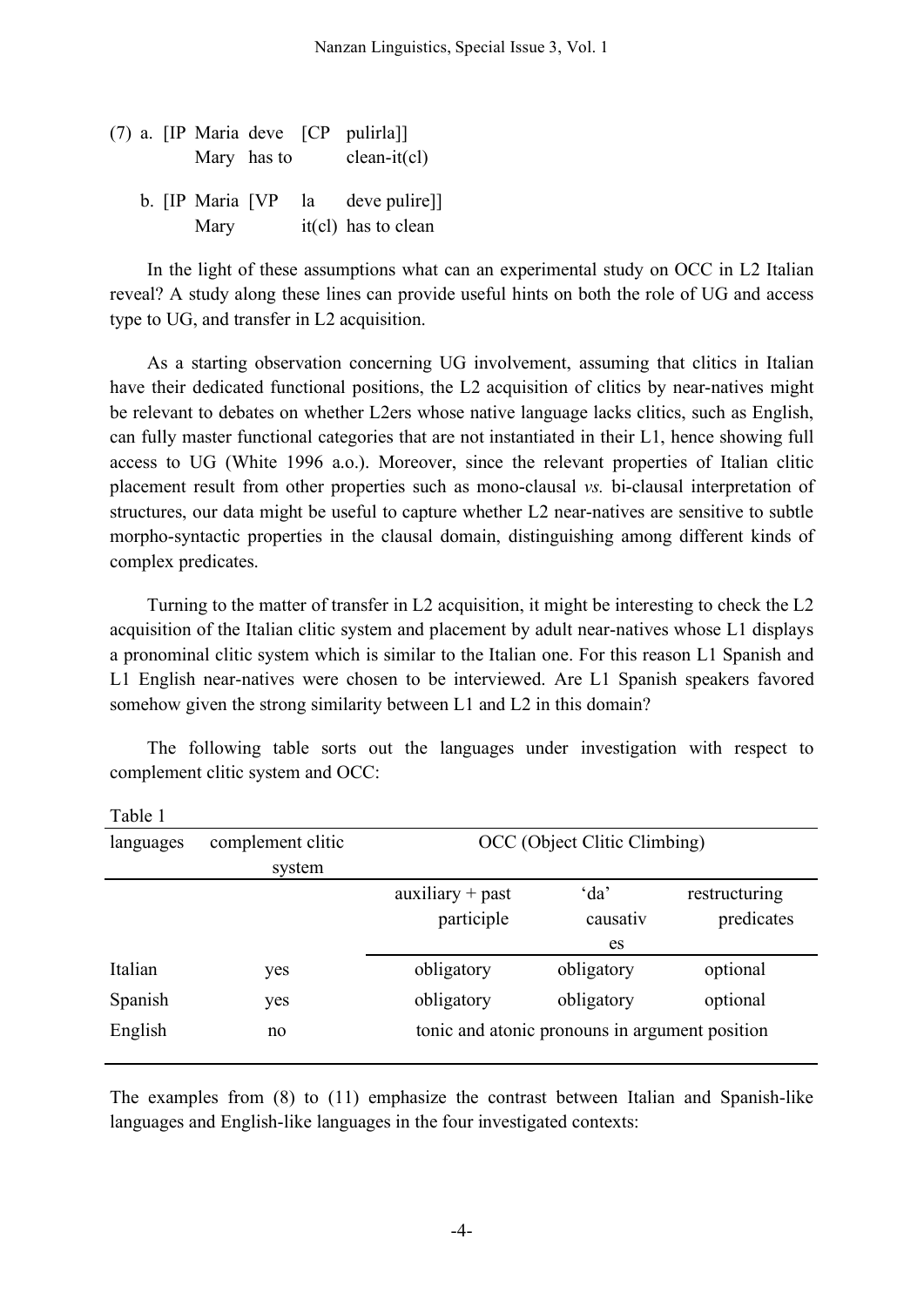(7) a. [IP Maria deve [CP pulirla]]
Mary has to clean-it(cl)

b. [IP Maria [VP la deve pulire]]
Mary it(cl) has to clean

In the light of these assumptions what can an experimental study on OCC in L2 Italian reveal? A study along these lines can provide useful hints on both the role of UG and access type to UG, and transfer in L2 acquisition.

As a starting observation concerning UG involvement, assuming that clitics in Italian have their dedicated functional positions, the L2 acquisition of clitics by near-natives might be relevant to debates on whether L2ers whose native language lacks clitics, such as English, can fully master functional categories that are not instantiated in their L1, hence showing full access to UG (White 1996 a.o.). Moreover, since the relevant properties of Italian clitic placement result from other properties such as mono-clausal *vs.* bi-clausal interpretation of structures, our data might be useful to capture whether L2 near-natives are sensitive to subtle morpho-syntactic properties in the clausal domain, distinguishing among different kinds of complex predicates.

Turning to the matter of transfer in L2 acquisition, it might be interesting to check the L2 acquisition of the Italian clitic system and placement by adult near-natives whose L1 displays a pronominal clitic system which is similar to the Italian one. For this reason L1 Spanish and L1 English near-natives were chosen to be interviewed. Are L1 Spanish speakers favored somehow given the strong similarity between L1 and L2 in this domain?

The following table sorts out the languages under investigation with respect to complement clitic system and OCC:

Table 1

| languages | complement clitic system | OCC (Object Clitic Climbing) | | |
|---|---|---|---|---|
| | | auxiliary + past participle | 'da' causatives | restructuring predicates |
| Italian | yes | obligatory | obligatory | optional |
| Spanish | yes | obligatory | obligatory | optional |
| English | no | tonic and atonic pronouns in argument position | | |

The examples from (8) to (11) emphasize the contrast between Italian and Spanish-like languages and English-like languages in the four investigated contexts: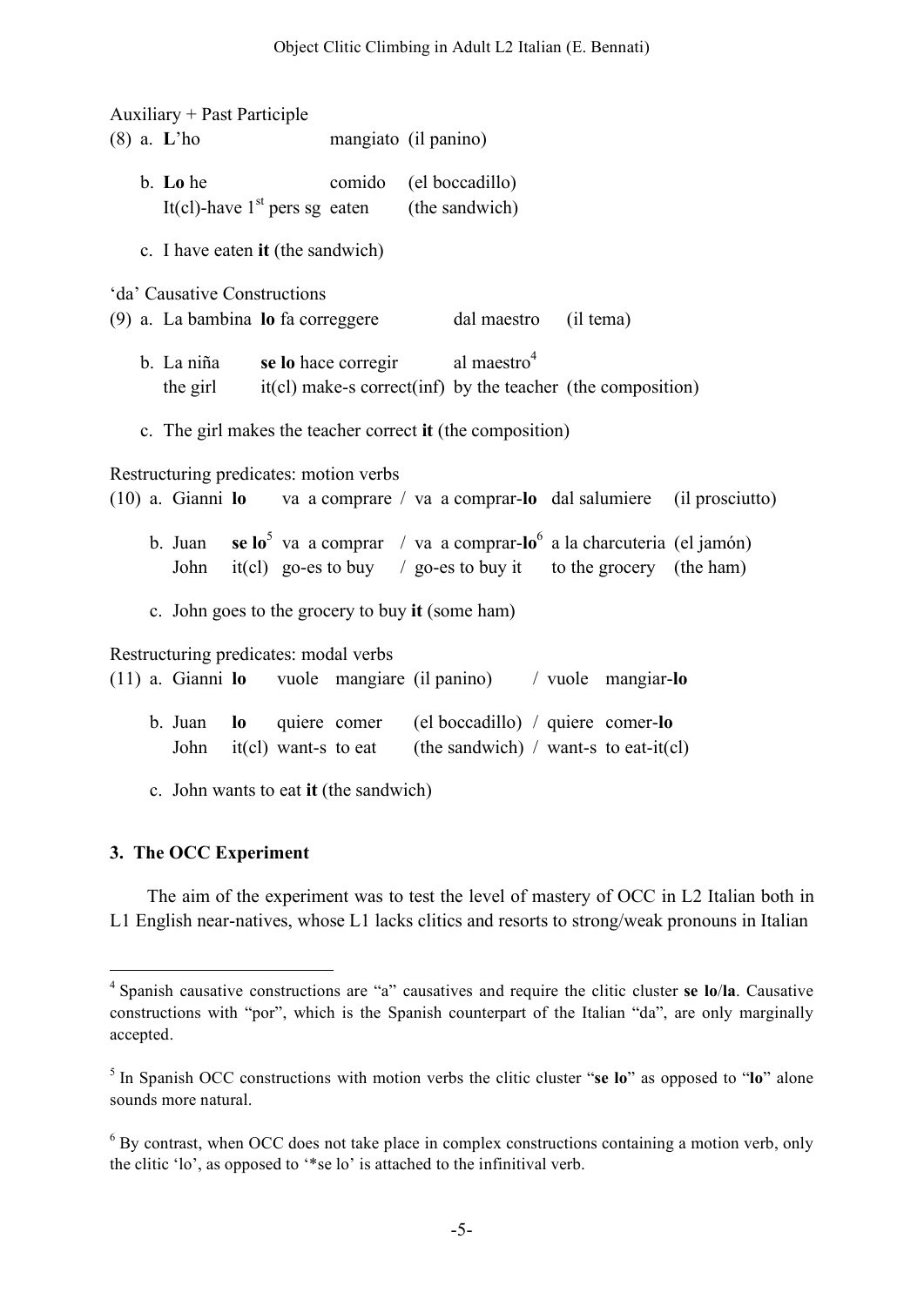Auxiliary + Past Participle

(8) a. **L**'ho mangiato (il panino)

b. **Lo** he comido (el boccadillo)
It(cl)-have 1st pers sg eaten (the sandwich)

c. I have eaten **it** (the sandwich)

'da' Causative Constructions

(9) a. La bambina **lo** fa correggere dal maestro (il tema)

b. La niña **se lo** hace corregir al maestro[4]
the girl it(cl) make-s correct(inf) by the teacher (the composition)

c. The girl makes the teacher correct **it** (the composition)

Restructuring predicates: motion verbs

(10) a. Gianni **lo** va a comprare / va a comprar-**lo** dal salumiere (il prosciutto)

b. Juan **se lo**[5] va a comprar / va a comprar-**lo**[6] a la charcuteria (el jamón)
John it(cl) go-es to buy / go-es to buy it to the grocery (the ham)

c. John goes to the grocery to buy **it** (some ham)

Restructuring predicates: modal verbs

(11) a. Gianni **lo** vuole mangiare (il panino) / vuole mangiar-**lo**

b. Juan **lo** quiere comer (el boccadillo) / quiere comer-**lo**
John it(cl) want-s to eat (the sandwich) / want-s to eat-it(cl)

c. John wants to eat **it** (the sandwich)

### 3. The OCC Experiment

The aim of the experiment was to test the level of mastery of OCC in L2 Italian both in L1 English near-natives, whose L1 lacks clitics and resorts to strong/weak pronouns in Italian

---

[4] Spanish causative constructions are "a" causatives and require the clitic cluster **se lo**/**la**. Causative constructions with "por", which is the Spanish counterpart of the Italian "da", are only marginally accepted.

[5] In Spanish OCC constructions with motion verbs the clitic cluster "**se lo**" as opposed to "**lo**" alone sounds more natural.

[6] By contrast, when OCC does not take place in complex constructions containing a motion verb, only the clitic 'lo', as opposed to '*se lo' is attached to the infinitival verb.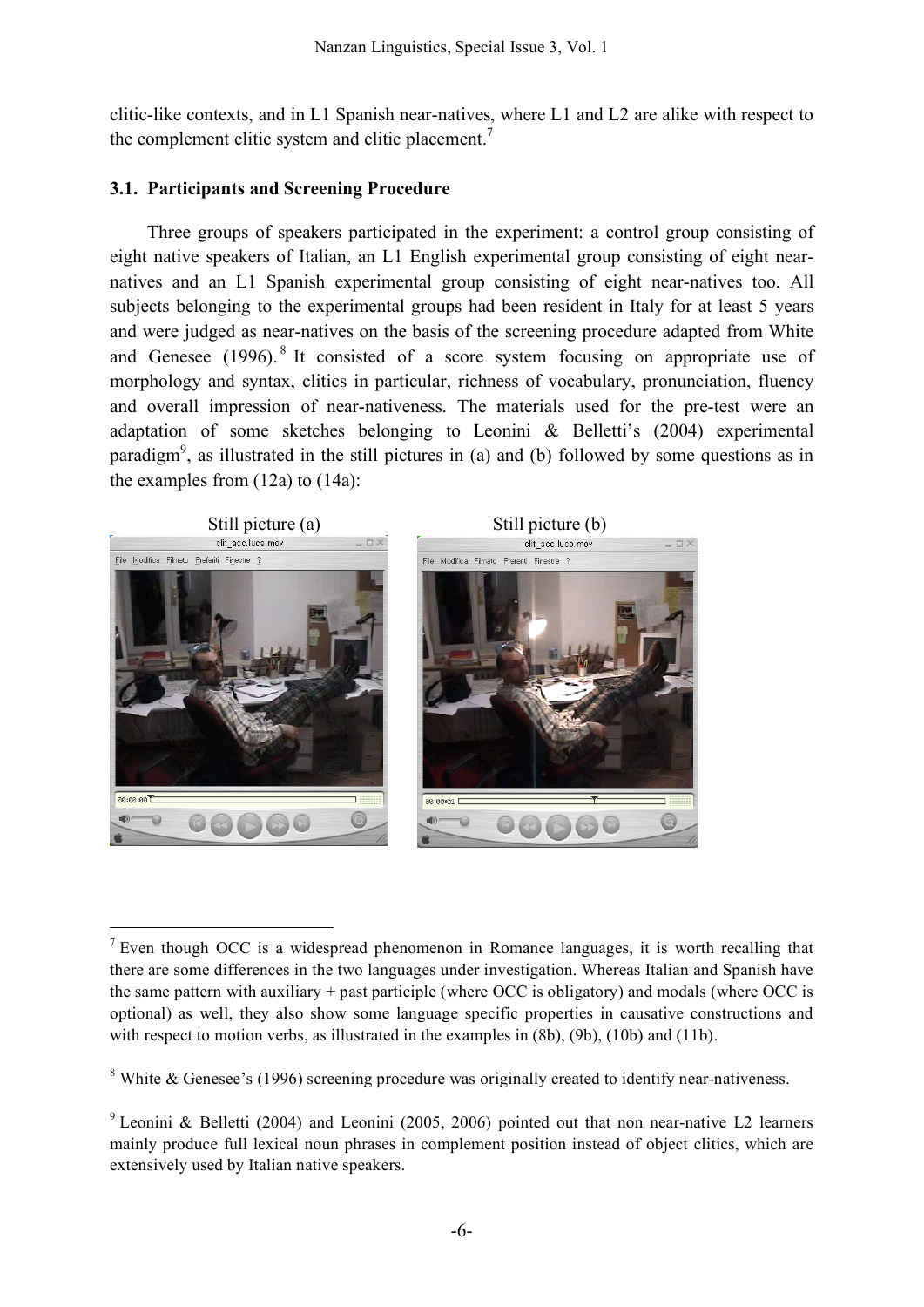clitic-like contexts, and in L1 Spanish near-natives, where L1 and L2 are alike with respect to the complement clitic system and clitic placement.[7]

### 3.1. Participants and Screening Procedure

Three groups of speakers participated in the experiment: a control group consisting of eight native speakers of Italian, an L1 English experimental group consisting of eight near-natives and an L1 Spanish experimental group consisting of eight near-natives too. All subjects belonging to the experimental groups had been resident in Italy for at least 5 years and were judged as near-natives on the basis of the screening procedure adapted from White and Genesee (1996).[8] It consisted of a score system focusing on appropriate use of morphology and syntax, clitics in particular, richness of vocabulary, pronunciation, fluency and overall impression of near-nativeness. The materials used for the pre-test were an adaptation of some sketches belonging to Leonini & Belletti's (2004) experimental paradigm[9], as illustrated in the still pictures in (a) and (b) followed by some questions as in the examples from (12a) to (14a):

Still picture (a)

Still picture (b)

---

[7] Even though OCC is a widespread phenomenon in Romance languages, it is worth recalling that there are some differences in the two languages under investigation. Whereas Italian and Spanish have the same pattern with auxiliary + past participle (where OCC is obligatory) and modals (where OCC is optional) as well, they also show some language specific properties in causative constructions and with respect to motion verbs, as illustrated in the examples in (8b), (9b), (10b) and (11b).

[8] White & Genesee's (1996) screening procedure was originally created to identify near-nativeness.

[9] Leonini & Belletti (2004) and Leonini (2005, 2006) pointed out that non near-native L2 learners mainly produce full lexical noun phrases in complement position instead of object clitics, which are extensively used by Italian native speakers.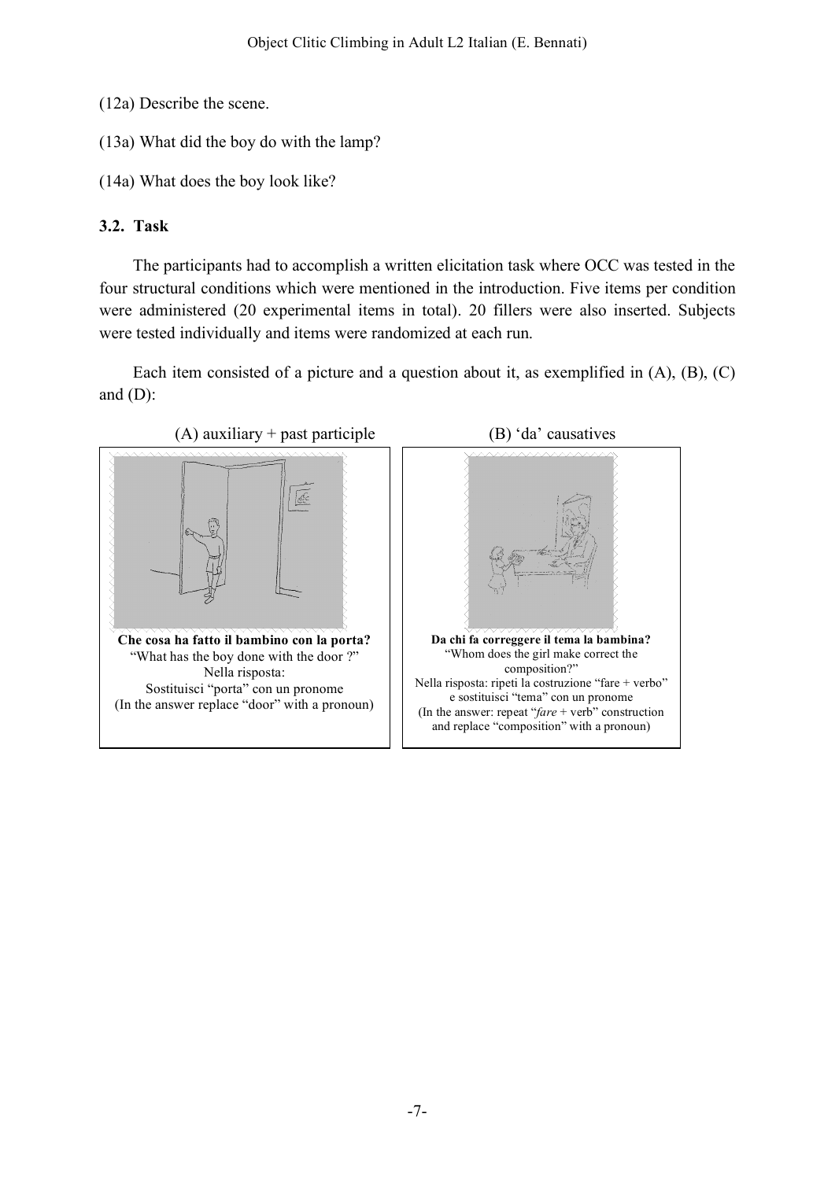(12a) Describe the scene.

(13a) What did the boy do with the lamp?

(14a) What does the boy look like?

### 3.2. Task

The participants had to accomplish a written elicitation task where OCC was tested in the four structural conditions which were mentioned in the introduction. Five items per condition were administered (20 experimental items in total). 20 fillers were also inserted. Subjects were tested individually and items were randomized at each run.

Each item consisted of a picture and a question about it, as exemplified in (A), (B), (C) and (D):

(A) auxiliary + past participle

**Che cosa ha fatto il bambino con la porta?**
"What has the boy done with the door ?"
Nella risposta:
Sostituisci "porta" con un pronome
(In the answer replace "door" with a pronoun)

(B) 'da' causatives

**Da chi fa correggere il tema la bambina?**
"Whom does the girl make correct the composition?"
Nella risposta: ripeti la costruzione "fare + verbo" e sostituisci "tema" con un pronome
(In the answer: repeat "*fare* + verb" construction and replace "composition" with a pronoun)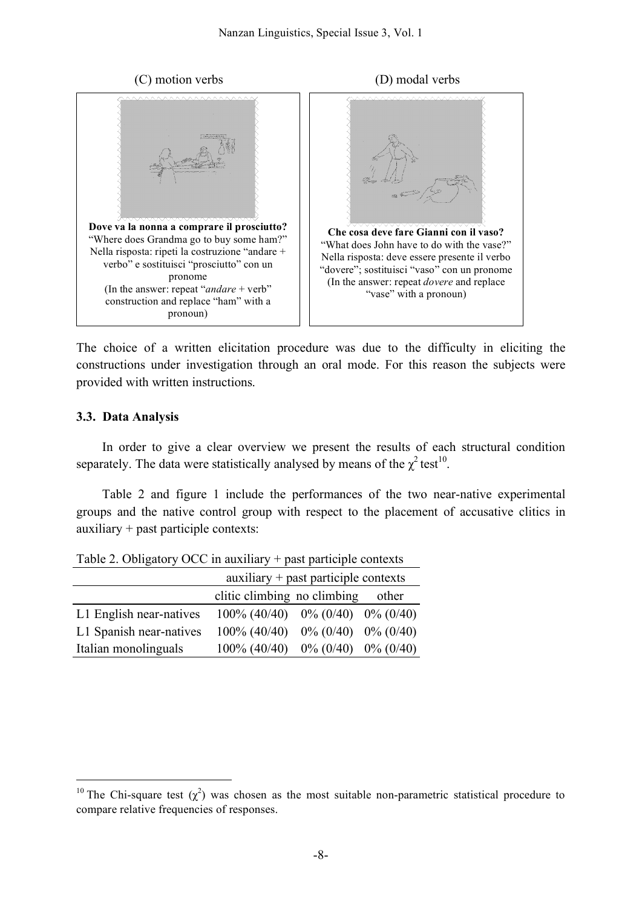(C) motion verbs

**Dove va la nonna a comprare il prosciutto?**
"Where does Grandma go to buy some ham?"
Nella risposta: ripeti la costruzione "andare + verbo" e sostituisci "prosciutto" con un pronome
(In the answer: repeat "*andare* + verb" construction and replace "ham" with a pronoun)

(D) modal verbs

**Che cosa deve fare Gianni con il vaso?**
"What does John have to do with the vase?"
Nella risposta: deve essere presente il verbo "dovere"; sostituisci "vaso" con un pronome
(In the answer: repeat *dovere* and replace "vase" with a pronoun)

The choice of a written elicitation procedure was due to the difficulty in eliciting the constructions under investigation through an oral mode. For this reason the subjects were provided with written instructions.

### 3.3. Data Analysis

In order to give a clear overview we present the results of each structural condition separately. The data were statistically analysed by means of the $\chi^2$ test[10].

Table 2 and figure 1 include the performances of the two near-native experimental groups and the native control group with respect to the placement of accusative clitics in auxiliary + past participle contexts:

Table 2. Obligatory OCC in auxiliary + past participle contexts

| | auxiliary + past participle contexts | | |
|---|---|---|---|
| | clitic climbing | no climbing | other |
| L1 English near-natives | 100% (40/40) | 0% (0/40) | 0% (0/40) |
| L1 Spanish near-natives | 100% (40/40) | 0% (0/40) | 0% (0/40) |
| Italian monolinguals | 100% (40/40) | 0% (0/40) | 0% (0/40) |

[10] The Chi-square test ($\chi^2$) was chosen as the most suitable non-parametric statistical procedure to compare relative frequencies of responses.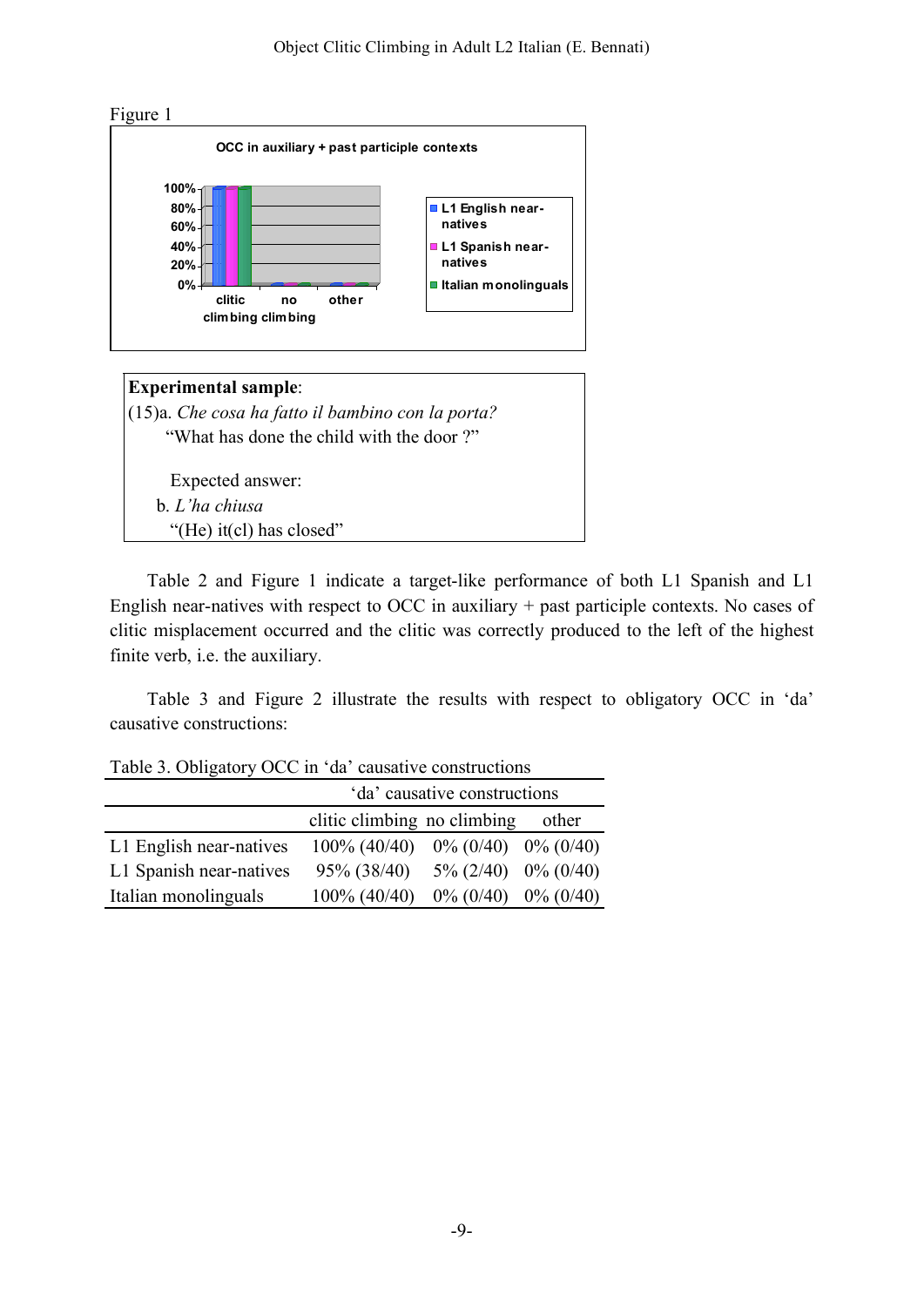Figure 1

Experimental sample:

(15)a. *Che cosa ha fatto il bambino con la porta?*
"What has done the child with the door ?"

Expected answer:

b. *L'ha chiusa*
"(He) it(cl) has closed"

Table 2 and Figure 1 indicate a target-like performance of both L1 Spanish and L1 English near-natives with respect to OCC in auxiliary + past participle contexts. No cases of clitic misplacement occurred and the clitic was correctly produced to the left of the highest finite verb, i.e. the auxiliary.

Table 3 and Figure 2 illustrate the results with respect to obligatory OCC in 'da' causative constructions:

Table 3. Obligatory OCC in 'da' causative constructions

| | 'da' causative constructions | | |
|---|---|---|---|
| | clitic climbing | no climbing | other |
| L1 English near-natives | 100% (40/40) | 0% (0/40) | 0% (0/40) |
| L1 Spanish near-natives | 95% (38/40) | 5% (2/40) | 0% (0/40) |
| Italian monolinguals | 100% (40/40) | 0% (0/40) | 0% (0/40) |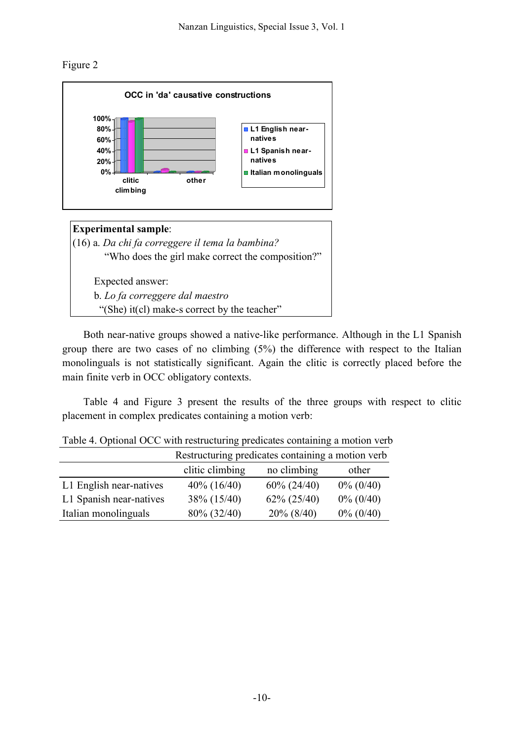Figure 2

**Experimental sample**:

(16) a. *Da chi fa correggere il tema la bambina?*
"Who does the girl make correct the composition?"

Expected answer:

b. *Lo fa correggere dal maestro*
"(She) it(cl) make-s correct by the teacher"

Both near-native groups showed a native-like performance. Although in the L1 Spanish group there are two cases of no climbing (5%) the difference with respect to the Italian monolinguals is not statistically significant. Again the clitic is correctly placed before the main finite verb in OCC obligatory contexts.

Table 4 and Figure 3 present the results of the three groups with respect to clitic placement in complex predicates containing a motion verb:

Table 4. Optional OCC with restructuring predicates containing a motion verb

| | Restructuring predicates containing a motion verb | | |
|---|---|---|---|
| | clitic climbing | no climbing | other |
| L1 English near-natives | 40% (16/40) | 60% (24/40) | 0% (0/40) |
| L1 Spanish near-natives | 38% (15/40) | 62% (25/40) | 0% (0/40) |
| Italian monolinguals | 80% (32/40) | 20% (8/40) | 0% (0/40) |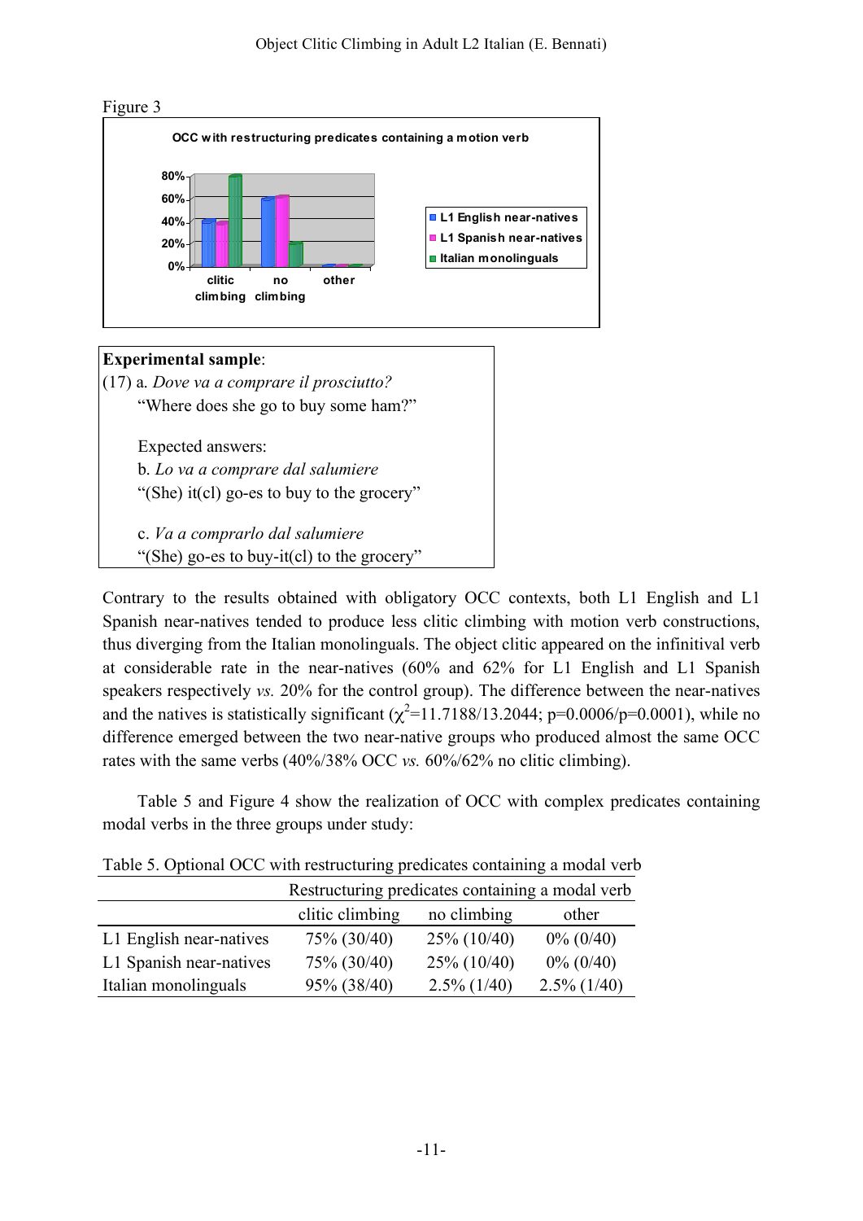Figure 3

**Experimental sample**:

(17) a. *Dove va a comprare il prosciutto?*
"Where does she go to buy some ham?"

Expected answers:

b. *Lo va a comprare dal salumiere*
"(She) it(cl) go-es to buy to the grocery"

c. *Va a comprarlo dal salumiere*
"(She) go-es to buy-it(cl) to the grocery"

Contrary to the results obtained with obligatory OCC contexts, both L1 English and L1 Spanish near-natives tended to produce less clitic climbing with motion verb constructions, thus diverging from the Italian monolinguals. The object clitic appeared on the infinitival verb at considerable rate in the near-natives (60% and 62% for L1 English and L1 Spanish speakers respectively *vs.* 20% for the control group). The difference between the near-natives and the natives is statistically significant ($\chi^2$=11.7188/13.2044; p=0.0006/p=0.0001), while no difference emerged between the two near-native groups who produced almost the same OCC rates with the same verbs (40%/38% OCC *vs.* 60%/62% no clitic climbing).

Table 5 and Figure 4 show the realization of OCC with complex predicates containing modal verbs in the three groups under study:

Table 5. Optional OCC with restructuring predicates containing a modal verb

| | Restructuring predicates containing a modal verb | | |
|---|---|---|---|
| | clitic climbing | no climbing | other |
| L1 English near-natives | 75% (30/40) | 25% (10/40) | 0% (0/40) |
| L1 Spanish near-natives | 75% (30/40) | 25% (10/40) | 0% (0/40) |
| Italian monolinguals | 95% (38/40) | 2.5% (1/40) | 2.5% (1/40) |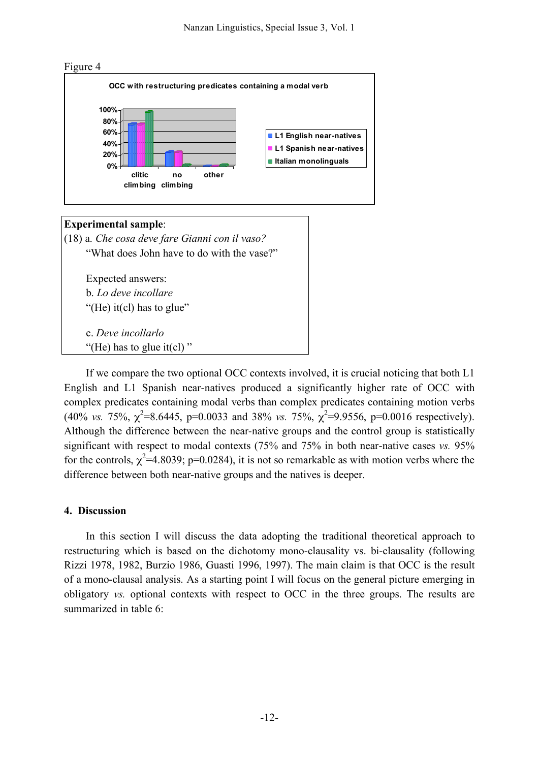Figure 4

**Experimental sample**:

(18) a. *Che cosa deve fare Gianni con il vaso?*
"What does John have to do with the vase?"

Expected answers:

b. *Lo deve incollare*
"(He) it(cl) has to glue"

c. *Deve incollarlo*
"(He) has to glue it(cl) "

If we compare the two optional OCC contexts involved, it is crucial noticing that both L1 English and L1 Spanish near-natives produced a significantly higher rate of OCC with complex predicates containing modal verbs than complex predicates containing motion verbs (40% *vs.* 75%, $\chi^2$=8.6445, p=0.0033 and 38% *vs.* 75%, $\chi^2$=9.9556, p=0.0016 respectively). Although the difference between the near-native groups and the control group is statistically significant with respect to modal contexts (75% and 75% in both near-native cases *vs.* 95% for the controls, $\chi^2$=4.8039; p=0.0284), it is not so remarkable as with motion verbs where the difference between both near-native groups and the natives is deeper.

## 4. Discussion

In this section I will discuss the data adopting the traditional theoretical approach to restructuring which is based on the dichotomy mono-clausality vs. bi-clausality (following Rizzi 1978, 1982, Burzio 1986, Guasti 1996, 1997). The main claim is that OCC is the result of a mono-clausal analysis. As a starting point I will focus on the general picture emerging in obligatory *vs.* optional contexts with respect to OCC in the three groups. The results are summarized in table 6: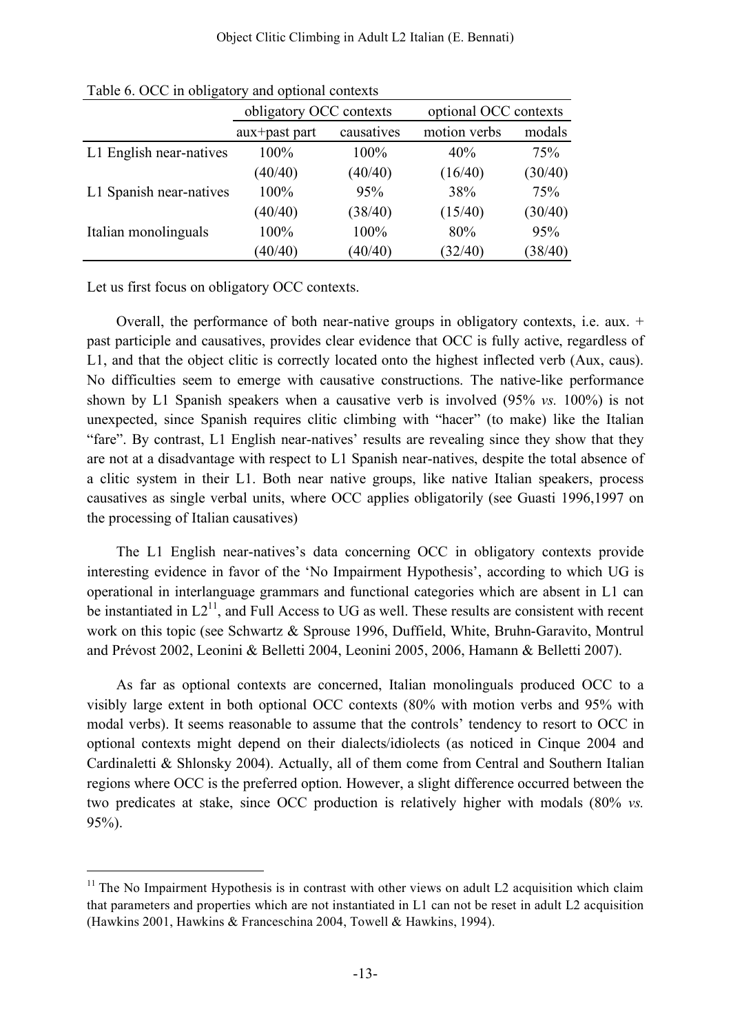Table 6. OCC in obligatory and optional contexts

| | obligatory OCC contexts | | optional OCC contexts | |
|---|---|---|---|---|
| | aux+past part | causatives | motion verbs | modals |
| L1 English near-natives | 100% (40/40) | 100% (40/40) | 40% (16/40) | 75% (30/40) |
| L1 Spanish near-natives | 100% (40/40) | 95% (38/40) | 38% (15/40) | 75% (30/40) |
| Italian monolinguals | 100% (40/40) | 100% (40/40) | 80% (32/40) | 95% (38/40) |

Let us first focus on obligatory OCC contexts.

Overall, the performance of both near-native groups in obligatory contexts, i.e. aux. + past participle and causatives, provides clear evidence that OCC is fully active, regardless of L1, and that the object clitic is correctly located onto the highest inflected verb (Aux, caus). No difficulties seem to emerge with causative constructions. The native-like performance shown by L1 Spanish speakers when a causative verb is involved (95% *vs.* 100%) is not unexpected, since Spanish requires clitic climbing with "hacer" (to make) like the Italian "fare". By contrast, L1 English near-natives' results are revealing since they show that they are not at a disadvantage with respect to L1 Spanish near-natives, despite the total absence of a clitic system in their L1. Both near native groups, like native Italian speakers, process causatives as single verbal units, where OCC applies obligatorily (see Guasti 1996,1997 on the processing of Italian causatives)

The L1 English near-natives's data concerning OCC in obligatory contexts provide interesting evidence in favor of the 'No Impairment Hypothesis', according to which UG is operational in interlanguage grammars and functional categories which are absent in L1 can be instantiated in L2[11], and Full Access to UG as well. These results are consistent with recent work on this topic (see Schwartz & Sprouse 1996, Duffield, White, Bruhn-Garavito, Montrul and Prévost 2002, Leonini & Belletti 2004, Leonini 2005, 2006, Hamann & Belletti 2007).

As far as optional contexts are concerned, Italian monolinguals produced OCC to a visibly large extent in both optional OCC contexts (80% with motion verbs and 95% with modal verbs). It seems reasonable to assume that the controls' tendency to resort to OCC in optional contexts might depend on their dialects/idiolects (as noticed in Cinque 2004 and Cardinaletti & Shlonsky 2004). Actually, all of them come from Central and Southern Italian regions where OCC is the preferred option. However, a slight difference occurred between the two predicates at stake, since OCC production is relatively higher with modals (80% *vs.* 95%).

[11] The No Impairment Hypothesis is in contrast with other views on adult L2 acquisition which claim that parameters and properties which are not instantiated in L1 can not be reset in adult L2 acquisition (Hawkins 2001, Hawkins & Franceschina 2004, Towell & Hawkins, 1994).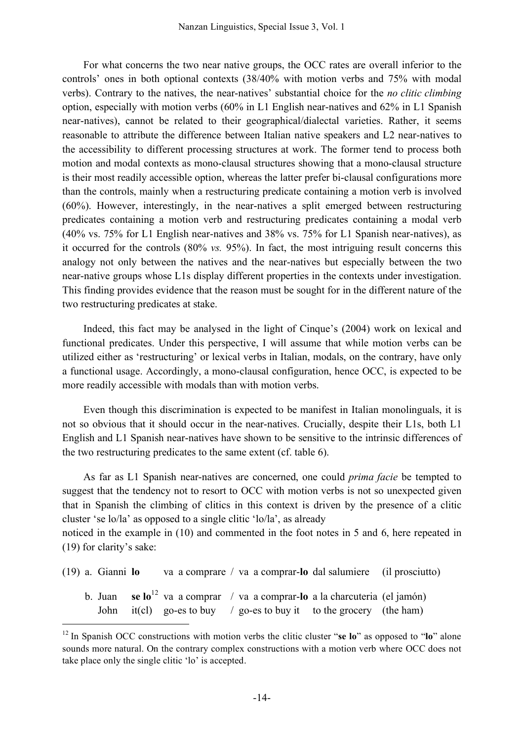For what concerns the two near native groups, the OCC rates are overall inferior to the controls' ones in both optional contexts (38/40% with motion verbs and 75% with modal verbs). Contrary to the natives, the near-natives' substantial choice for the *no clitic climbing* option, especially with motion verbs (60% in L1 English near-natives and 62% in L1 Spanish near-natives), cannot be related to their geographical/dialectal varieties. Rather, it seems reasonable to attribute the difference between Italian native speakers and L2 near-natives to the accessibility to different processing structures at work. The former tend to process both motion and modal contexts as mono-clausal structures showing that a mono-clausal structure is their most readily accessible option, whereas the latter prefer bi-clausal configurations more than the controls, mainly when a restructuring predicate containing a motion verb is involved (60%). However, interestingly, in the near-natives a split emerged between restructuring predicates containing a motion verb and restructuring predicates containing a modal verb (40% vs. 75% for L1 English near-natives and 38% vs. 75% for L1 Spanish near-natives), as it occurred for the controls (80% *vs.* 95%). In fact, the most intriguing result concerns this analogy not only between the natives and the near-natives but especially between the two near-native groups whose L1s display different properties in the contexts under investigation. This finding provides evidence that the reason must be sought for in the different nature of the two restructuring predicates at stake.

Indeed, this fact may be analysed in the light of Cinque's (2004) work on lexical and functional predicates. Under this perspective, I will assume that while motion verbs can be utilized either as 'restructuring' or lexical verbs in Italian, modals, on the contrary, have only a functional usage. Accordingly, a mono-clausal configuration, hence OCC, is expected to be more readily accessible with modals than with motion verbs.

Even though this discrimination is expected to be manifest in Italian monolinguals, it is not so obvious that it should occur in the near-natives. Crucially, despite their L1s, both L1 English and L1 Spanish near-natives have shown to be sensitive to the intrinsic differences of the two restructuring predicates to the same extent (cf. table 6).

As far as L1 Spanish near-natives are concerned, one could *prima facie* be tempted to suggest that the tendency not to resort to OCC with motion verbs is not so unexpected given that in Spanish the climbing of clitics in this context is driven by the presence of a clitic cluster 'se lo/la' as opposed to a single clitic 'lo/la', as already noticed in the example in (10) and commented in the foot notes in 5 and 6, here repeated in (19) for clarity's sake:

(19) a. Gianni **lo** va a comprare / va a comprar-**lo** dal salumiere (il prosciutto)

b. Juan **se lo**[12] va a comprar / va a comprar-**lo** a la charcuteria (el jamón)
John it(cl) go-es to buy / go-es to buy it to the grocery (the ham)

[12] In Spanish OCC constructions with motion verbs the clitic cluster "**se lo**" as opposed to "**lo**" alone sounds more natural. On the contrary complex constructions with a motion verb where OCC does not take place only the single clitic 'lo' is accepted.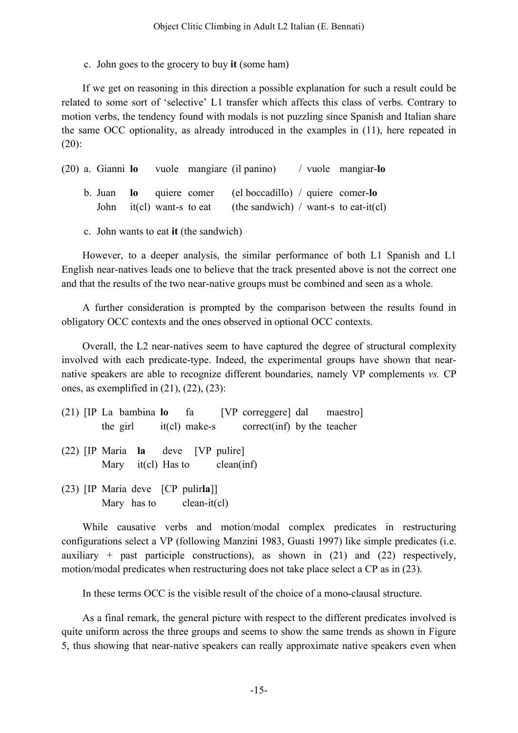c. John goes to the grocery to buy **it** (some ham)

If we get on reasoning in this direction a possible explanation for such a result could be related to some sort of 'selective' L1 transfer which affects this class of verbs. Contrary to motion verbs, the tendency found with modals is not puzzling since Spanish and Italian share the same OCC optionality, as already introduced in the examples in (11), here repeated in (20):

(20) a. Gianni **lo** vuole mangiare (il panino) / vuole mangiar-**lo**

b. Juan **lo** quiere comer (el boccadillo) / quiere comer-**lo**
   John it(cl) want-s to eat (the sandwich) / want-s to eat-it(cl)

c. John wants to eat **it** (the sandwich)

However, to a deeper analysis, the similar performance of both L1 Spanish and L1 English near-natives leads one to believe that the track presented above is not the correct one and that the results of the two near-native groups must be combined and seen as a whole.

A further consideration is prompted by the comparison between the results found in obligatory OCC contexts and the ones observed in optional OCC contexts.

Overall, the L2 near-natives seem to have captured the degree of structural complexity involved with each predicate-type. Indeed, the experimental groups have shown that near-native speakers are able to recognize different boundaries, namely VP complements *vs.* CP ones, as exemplified in (21), (22), (23):

(21) [IP La bambina **lo** fa [VP correggere] dal maestro]
the girl it(cl) make-s correct(inf) by the teacher

(22) [IP Maria **la** deve [VP pulire]
Mary it(cl) Has to clean(inf)

(23) [IP Maria deve [CP pulir**la**]]
Mary has to clean-it(cl)

While causative verbs and motion/modal complex predicates in restructuring configurations select a VP (following Manzini 1983, Guasti 1997) like simple predicates (i.e. auxiliary + past participle constructions), as shown in (21) and (22) respectively, motion/modal predicates when restructuring does not take place select a CP as in (23).

In these terms OCC is the visible result of the choice of a mono-clausal structure.

As a final remark, the general picture with respect to the different predicates involved is quite uniform across the three groups and seems to show the same trends as shown in Figure 5, thus showing that near-native speakers can really approximate native speakers even when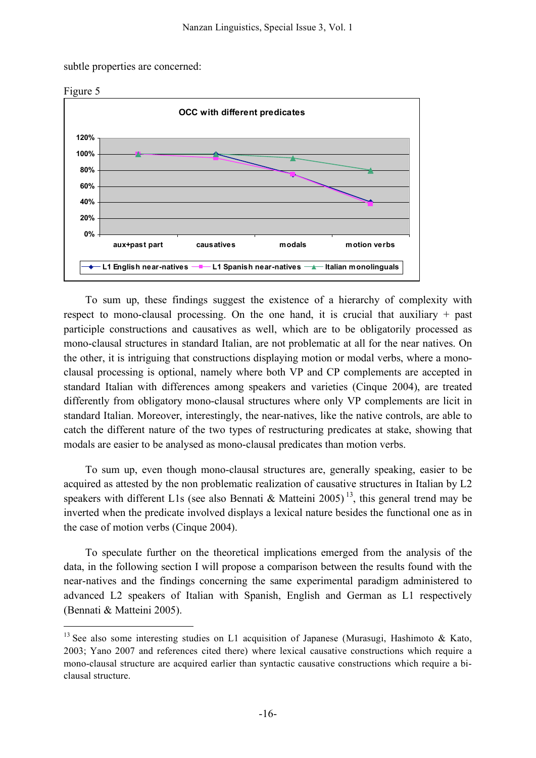subtle properties are concerned:

Figure 5

To sum up, these findings suggest the existence of a hierarchy of complexity with respect to mono-clausal processing. On the one hand, it is crucial that auxiliary + past participle constructions and causatives as well, which are to be obligatorily processed as mono-clausal structures in standard Italian, are not problematic at all for the near natives. On the other, it is intriguing that constructions displaying motion or modal verbs, where a mono-clausal processing is optional, namely where both VP and CP complements are accepted in standard Italian with differences among speakers and varieties (Cinque 2004), are treated differently from obligatory mono-clausal structures where only VP complements are licit in standard Italian. Moreover, interestingly, the near-natives, like the native controls, are able to catch the different nature of the two types of restructuring predicates at stake, showing that modals are easier to be analysed as mono-clausal predicates than motion verbs.

To sum up, even though mono-clausal structures are, generally speaking, easier to be acquired as attested by the non problematic realization of causative structures in Italian by L2 speakers with different L1s (see also Bennati & Matteini 2005) [13], this general trend may be inverted when the predicate involved displays a lexical nature besides the functional one as in the case of motion verbs (Cinque 2004).

To speculate further on the theoretical implications emerged from the analysis of the data, in the following section I will propose a comparison between the results found with the near-natives and the findings concerning the same experimental paradigm administered to advanced L2 speakers of Italian with Spanish, English and German as L1 respectively (Bennati & Matteini 2005).

[13] See also some interesting studies on L1 acquisition of Japanese (Murasugi, Hashimoto & Kato, 2003; Yano 2007 and references cited there) where lexical causative constructions which require a mono-clausal structure are acquired earlier than syntactic causative constructions which require a bi-clausal structure.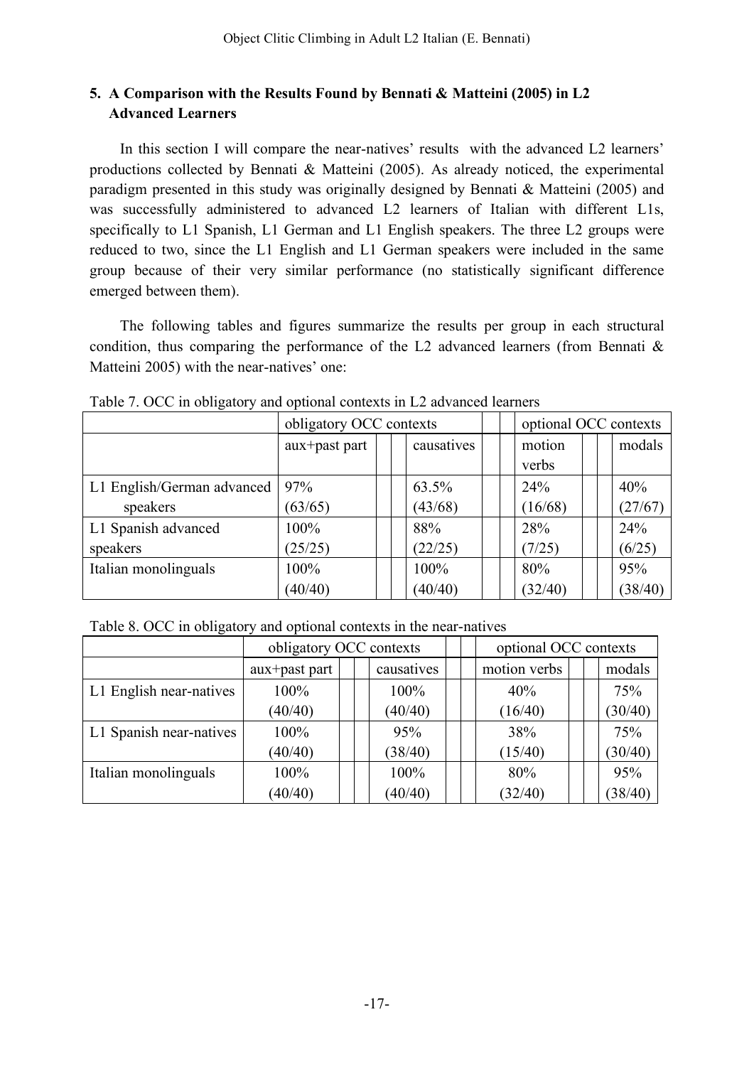## 5. A Comparison with the Results Found by Bennati & Matteini (2005) in L2 Advanced Learners

In this section I will compare the near-natives' results with the advanced L2 learners' productions collected by Bennati & Matteini (2005). As already noticed, the experimental paradigm presented in this study was originally designed by Bennati & Matteini (2005) and was successfully administered to advanced L2 learners of Italian with different L1s, specifically to L1 Spanish, L1 German and L1 English speakers. The three L2 groups were reduced to two, since the L1 English and L1 German speakers were included in the same group because of their very similar performance (no statistically significant difference emerged between them).

The following tables and figures summarize the results per group in each structural condition, thus comparing the performance of the L2 advanced learners (from Bennati & Matteini 2005) with the near-natives' one:

Table 7. OCC in obligatory and optional contexts in L2 advanced learners

| | obligatory OCC contexts | | optional OCC contexts | |
|---|---|---|---|---|
| | aux+past part | causatives | motion verbs | modals |
| L1 English/German advanced speakers | 97% (63/65) | 63.5% (43/68) | 24% (16/68) | 40% (27/67) |
| L1 Spanish advanced speakers | 100% (25/25) | 88% (22/25) | 28% (7/25) | 24% (6/25) |
| Italian monolinguals | 100% (40/40) | 100% (40/40) | 80% (32/40) | 95% (38/40) |

Table 8. OCC in obligatory and optional contexts in the near-natives

| | obligatory OCC contexts | | optional OCC contexts | |
|---|---|---|---|---|
| | aux+past part | causatives | motion verbs | modals |
| L1 English near-natives | 100% (40/40) | 100% (40/40) | 40% (16/40) | 75% (30/40) |
| L1 Spanish near-natives | 100% (40/40) | 95% (38/40) | 38% (15/40) | 75% (30/40) |
| Italian monolinguals | 100% (40/40) | 100% (40/40) | 80% (32/40) | 95% (38/40) |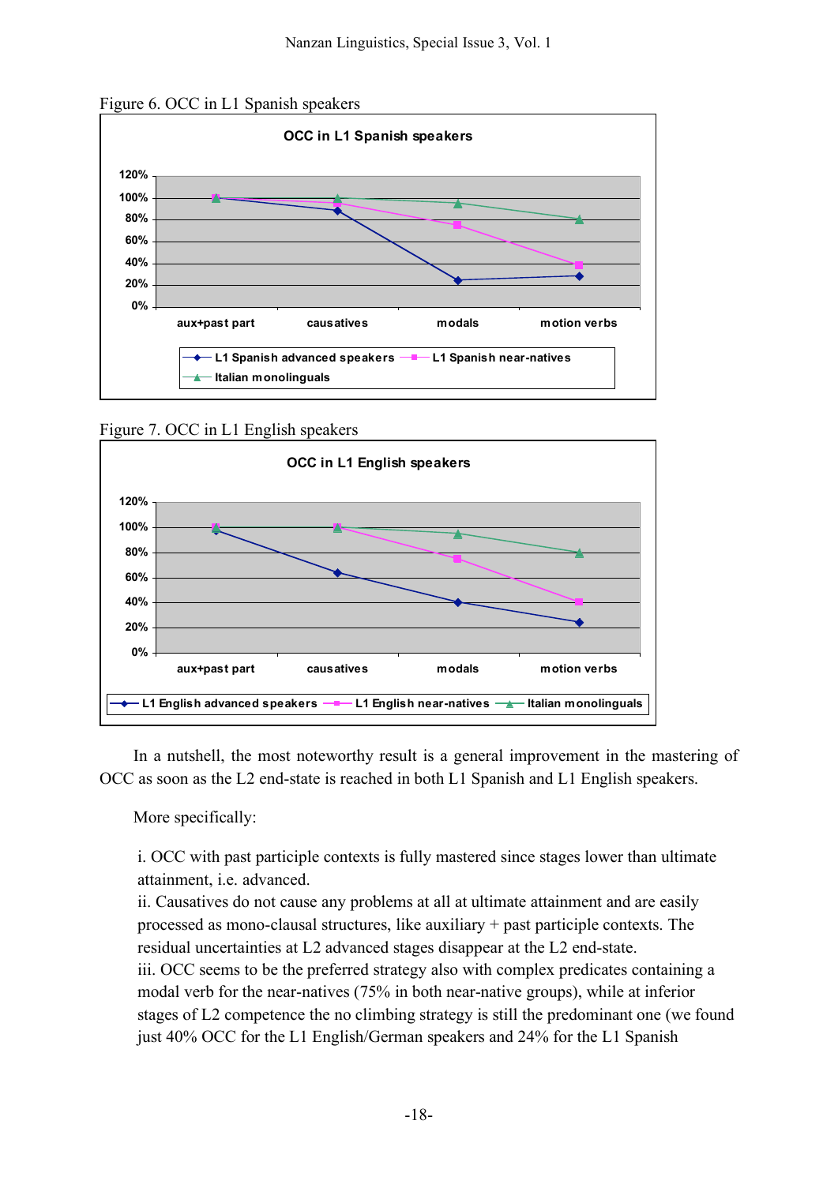Figure 6. OCC in L1 Spanish speakers

Figure 7. OCC in L1 English speakers

In a nutshell, the most noteworthy result is a general improvement in the mastering of OCC as soon as the L2 end-state is reached in both L1 Spanish and L1 English speakers.

More specifically:

i. OCC with past participle contexts is fully mastered since stages lower than ultimate attainment, i.e. advanced.
ii. Causatives do not cause any problems at all at ultimate attainment and are easily processed as mono-clausal structures, like auxiliary + past participle contexts. The residual uncertainties at L2 advanced stages disappear at the L2 end-state.
iii. OCC seems to be the preferred strategy also with complex predicates containing a modal verb for the near-natives (75% in both near-native groups), while at inferior stages of L2 competence the no climbing strategy is still the predominant one (we found just 40% OCC for the L1 English/German speakers and 24% for the L1 Spanish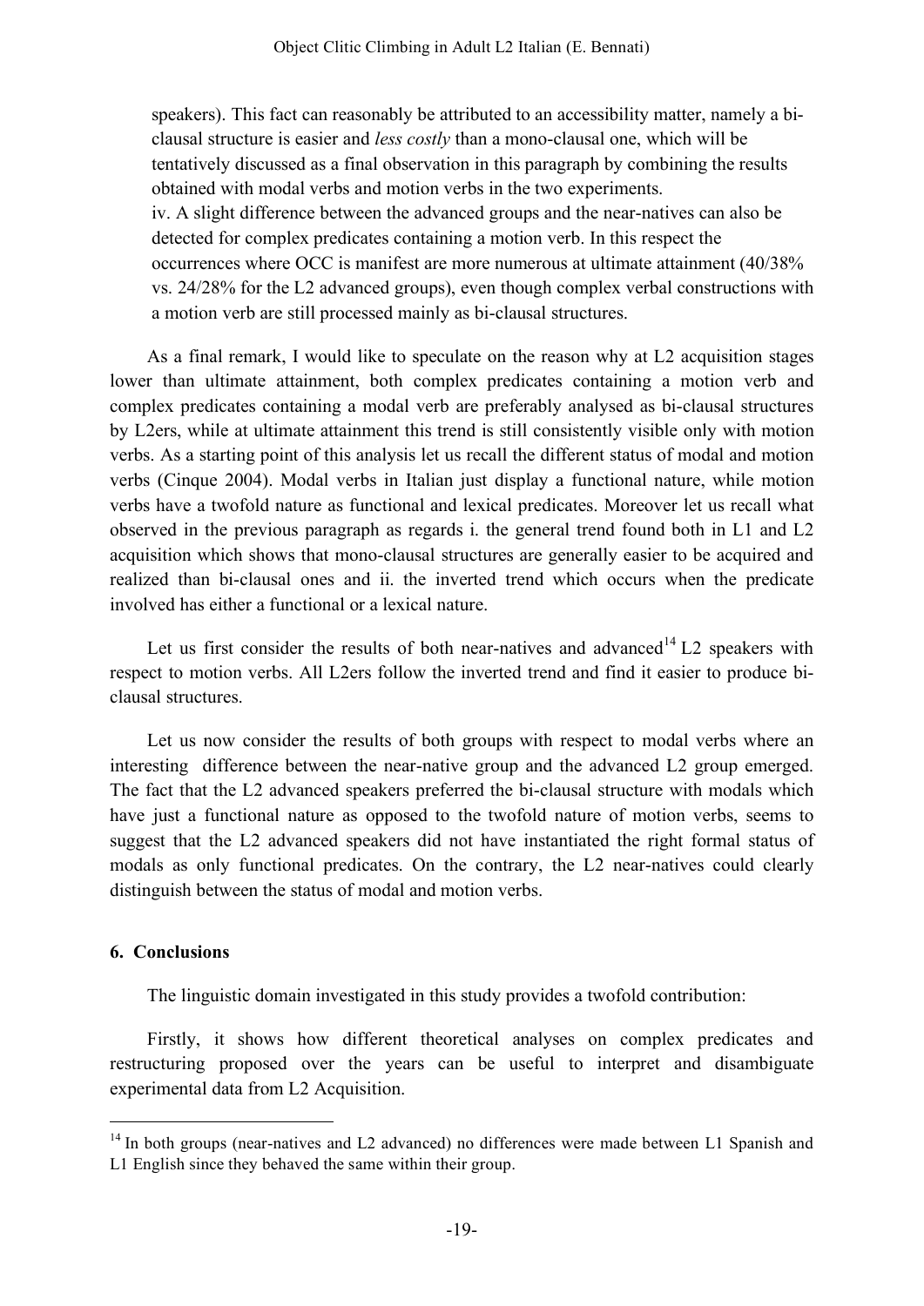speakers). This fact can reasonably be attributed to an accessibility matter, namely a bi-clausal structure is easier and *less costly* than a mono-clausal one, which will be tentatively discussed as a final observation in this paragraph by combining the results obtained with modal verbs and motion verbs in the two experiments.

iv. A slight difference between the advanced groups and the near-natives can also be detected for complex predicates containing a motion verb. In this respect the occurrences where OCC is manifest are more numerous at ultimate attainment (40/38% vs. 24/28% for the L2 advanced groups), even though complex verbal constructions with a motion verb are still processed mainly as bi-clausal structures.

As a final remark, I would like to speculate on the reason why at L2 acquisition stages lower than ultimate attainment, both complex predicates containing a motion verb and complex predicates containing a modal verb are preferably analysed as bi-clausal structures by L2ers, while at ultimate attainment this trend is still consistently visible only with motion verbs. As a starting point of this analysis let us recall the different status of modal and motion verbs (Cinque 2004). Modal verbs in Italian just display a functional nature, while motion verbs have a twofold nature as functional and lexical predicates. Moreover let us recall what observed in the previous paragraph as regards i. the general trend found both in L1 and L2 acquisition which shows that mono-clausal structures are generally easier to be acquired and realized than bi-clausal ones and ii. the inverted trend which occurs when the predicate involved has either a functional or a lexical nature.

Let us first consider the results of both near-natives and advanced[14] L2 speakers with respect to motion verbs. All L2ers follow the inverted trend and find it easier to produce bi-clausal structures.

Let us now consider the results of both groups with respect to modal verbs where an interesting difference between the near-native group and the advanced L2 group emerged. The fact that the L2 advanced speakers preferred the bi-clausal structure with modals which have just a functional nature as opposed to the twofold nature of motion verbs, seems to suggest that the L2 advanced speakers did not have instantiated the right formal status of modals as only functional predicates. On the contrary, the L2 near-natives could clearly distinguish between the status of modal and motion verbs.

## 6. Conclusions

The linguistic domain investigated in this study provides a twofold contribution:

Firstly, it shows how different theoretical analyses on complex predicates and restructuring proposed over the years can be useful to interpret and disambiguate experimental data from L2 Acquisition.

---

[14] In both groups (near-natives and L2 advanced) no differences were made between L1 Spanish and L1 English since they behaved the same within their group.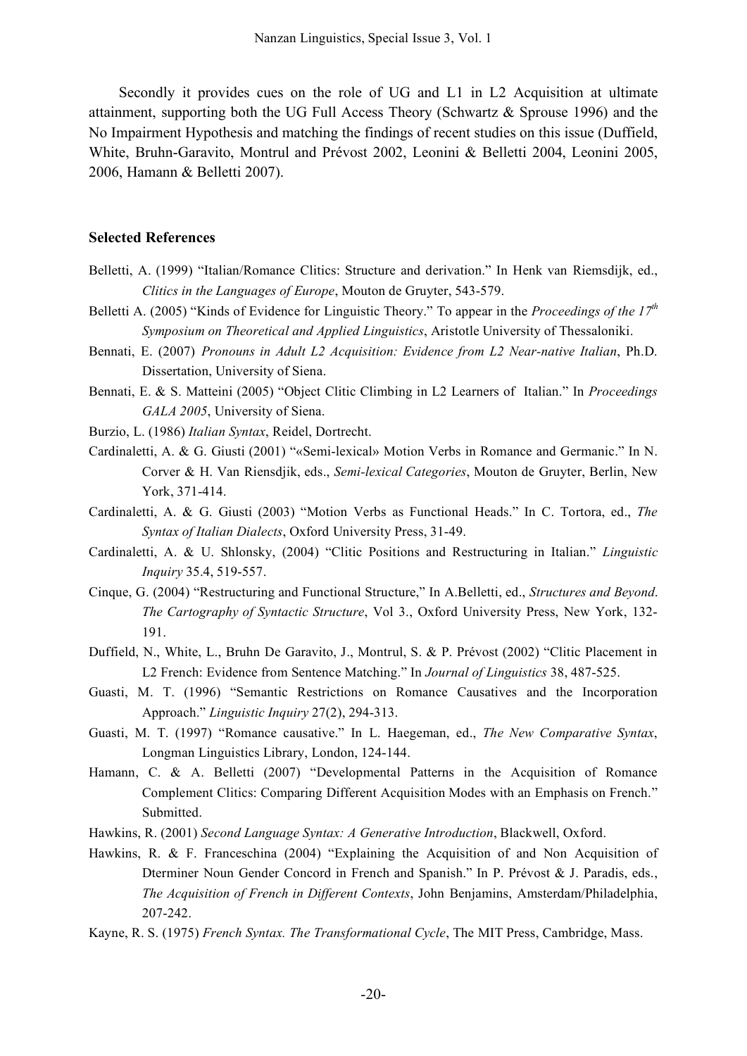Secondly it provides cues on the role of UG and L1 in L2 Acquisition at ultimate attainment, supporting both the UG Full Access Theory (Schwartz & Sprouse 1996) and the No Impairment Hypothesis and matching the findings of recent studies on this issue (Duffield, White, Bruhn-Garavito, Montrul and Prévost 2002, Leonini & Belletti 2004, Leonini 2005, 2006, Hamann & Belletti 2007).

### Selected References

Belletti, A. (1999) "Italian/Romance Clitics: Structure and derivation." In Henk van Riemsdijk, ed., *Clitics in the Languages of Europe*, Mouton de Gruyter, 543-579.

Belletti A. (2005) "Kinds of Evidence for Linguistic Theory." To appear in the *Proceedings of the 17th Symposium on Theoretical and Applied Linguistics*, Aristotle University of Thessaloniki.

Bennati, E. (2007) *Pronouns in Adult L2 Acquisition: Evidence from L2 Near-native Italian*, Ph.D. Dissertation, University of Siena.

Bennati, E. & S. Matteini (2005) "Object Clitic Climbing in L2 Learners of Italian." In *Proceedings GALA 2005*, University of Siena.

Burzio, L. (1986) *Italian Syntax*, Reidel, Dortrecht.

Cardinaletti, A. & G. Giusti (2001) "«Semi-lexical» Motion Verbs in Romance and Germanic." In N. Corver & H. Van Riensdjik, eds., *Semi-lexical Categories*, Mouton de Gruyter, Berlin, New York, 371-414.

Cardinaletti, A. & G. Giusti (2003) "Motion Verbs as Functional Heads." In C. Tortora, ed., *The Syntax of Italian Dialects*, Oxford University Press, 31-49.

Cardinaletti, A. & U. Shlonsky, (2004) "Clitic Positions and Restructuring in Italian." *Linguistic Inquiry* 35.4, 519-557.

Cinque, G. (2004) "Restructuring and Functional Structure," In A.Belletti, ed., *Structures and Beyond. The Cartography of Syntactic Structure*, Vol 3., Oxford University Press, New York, 132-191.

Duffield, N., White, L., Bruhn De Garavito, J., Montrul, S. & P. Prévost (2002) "Clitic Placement in L2 French: Evidence from Sentence Matching." In *Journal of Linguistics* 38, 487-525.

Guasti, M. T. (1996) "Semantic Restrictions on Romance Causatives and the Incorporation Approach." *Linguistic Inquiry* 27(2), 294-313.

Guasti, M. T. (1997) "Romance causative." In L. Haegeman, ed., *The New Comparative Syntax*, Longman Linguistics Library, London, 124-144.

Hamann, C. & A. Belletti (2007) "Developmental Patterns in the Acquisition of Romance Complement Clitics: Comparing Different Acquisition Modes with an Emphasis on French." Submitted.

Hawkins, R. (2001) *Second Language Syntax: A Generative Introduction*, Blackwell, Oxford.

Hawkins, R. & F. Franceschina (2004) "Explaining the Acquisition of and Non Acquisition of Dterminer Noun Gender Concord in French and Spanish." In P. Prévost & J. Paradis, eds., *The Acquisition of French in Different Contexts*, John Benjamins, Amsterdam/Philadelphia, 207-242.

Kayne, R. S. (1975) *French Syntax. The Transformational Cycle*, The MIT Press, Cambridge, Mass.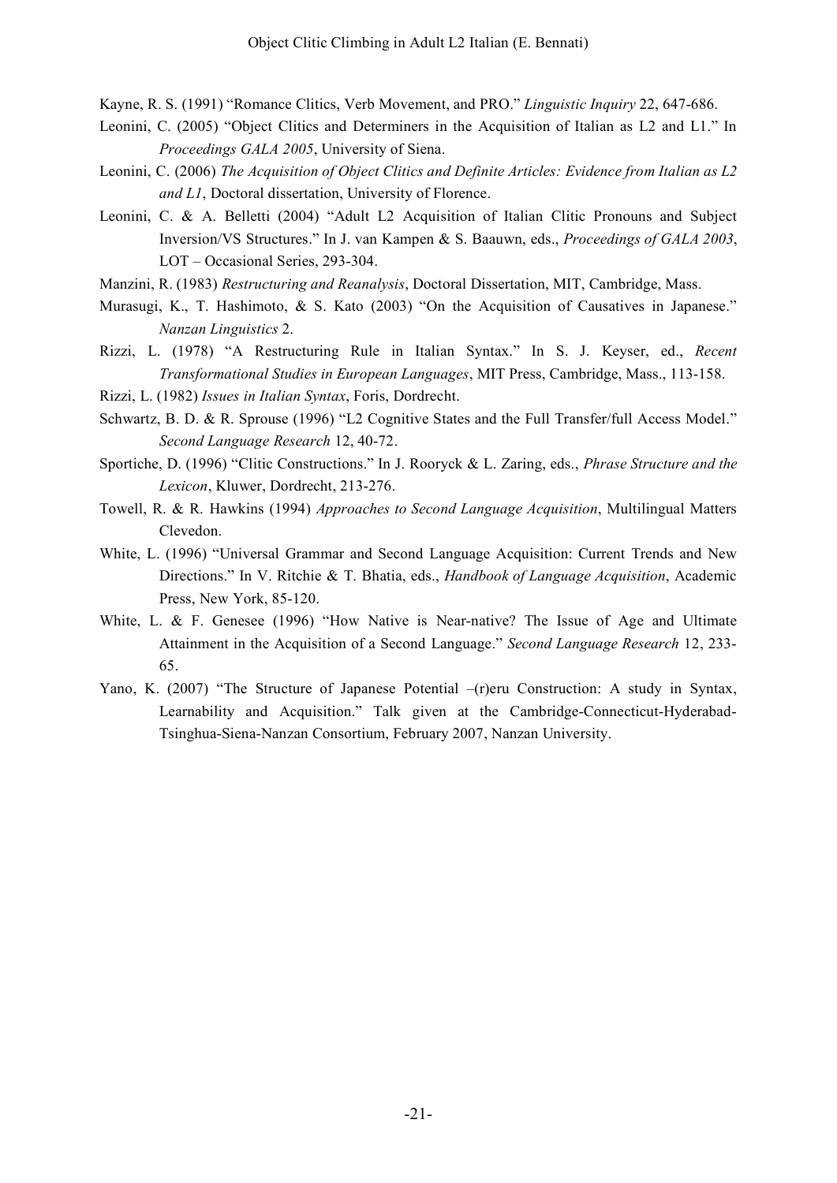Kayne, R. S. (1991) "Romance Clitics, Verb Movement, and PRO." *Linguistic Inquiry* 22, 647-686.

Leonini, C. (2005) "Object Clitics and Determiners in the Acquisition of Italian as L2 and L1." In *Proceedings GALA 2005*, University of Siena.

Leonini, C. (2006) *The Acquisition of Object Clitics and Definite Articles: Evidence from Italian as L2 and L1*, Doctoral dissertation, University of Florence.

Leonini, C. & A. Belletti (2004) "Adult L2 Acquisition of Italian Clitic Pronouns and Subject Inversion/VS Structures." In J. van Kampen & S. Baauwn, eds., *Proceedings of GALA 2003*, LOT – Occasional Series, 293-304.

Manzini, R. (1983) *Restructuring and Reanalysis*, Doctoral Dissertation, MIT, Cambridge, Mass.

Murasugi, K., T. Hashimoto, & S. Kato (2003) "On the Acquisition of Causatives in Japanese." *Nanzan Linguistics* 2.

Rizzi, L. (1978) "A Restructuring Rule in Italian Syntax." In S. J. Keyser, ed., *Recent Transformational Studies in European Languages*, MIT Press, Cambridge, Mass., 113-158.

Rizzi, L. (1982) *Issues in Italian Syntax*, Foris, Dordrecht.

Schwartz, B. D. & R. Sprouse (1996) "L2 Cognitive States and the Full Transfer/full Access Model." *Second Language Research* 12, 40-72.

Sportiche, D. (1996) "Clitic Constructions." In J. Rooryck & L. Zaring, eds., *Phrase Structure and the Lexicon*, Kluwer, Dordrecht, 213-276.

Towell, R. & R. Hawkins (1994) *Approaches to Second Language Acquisition*, Multilingual Matters Clevedon.

White, L. (1996) "Universal Grammar and Second Language Acquisition: Current Trends and New Directions." In V. Ritchie & T. Bhatia, eds., *Handbook of Language Acquisition*, Academic Press, New York, 85-120.

White, L. & F. Genesee (1996) "How Native is Near-native? The Issue of Age and Ultimate Attainment in the Acquisition of a Second Language." *Second Language Research* 12, 233-65.

Yano, K. (2007) "The Structure of Japanese Potential –(r)eru Construction: A study in Syntax, Learnability and Acquisition." Talk given at the Cambridge-Connecticut-Hyderabad-Tsinghua-Siena-Nanzan Consortium, February 2007, Nanzan University.